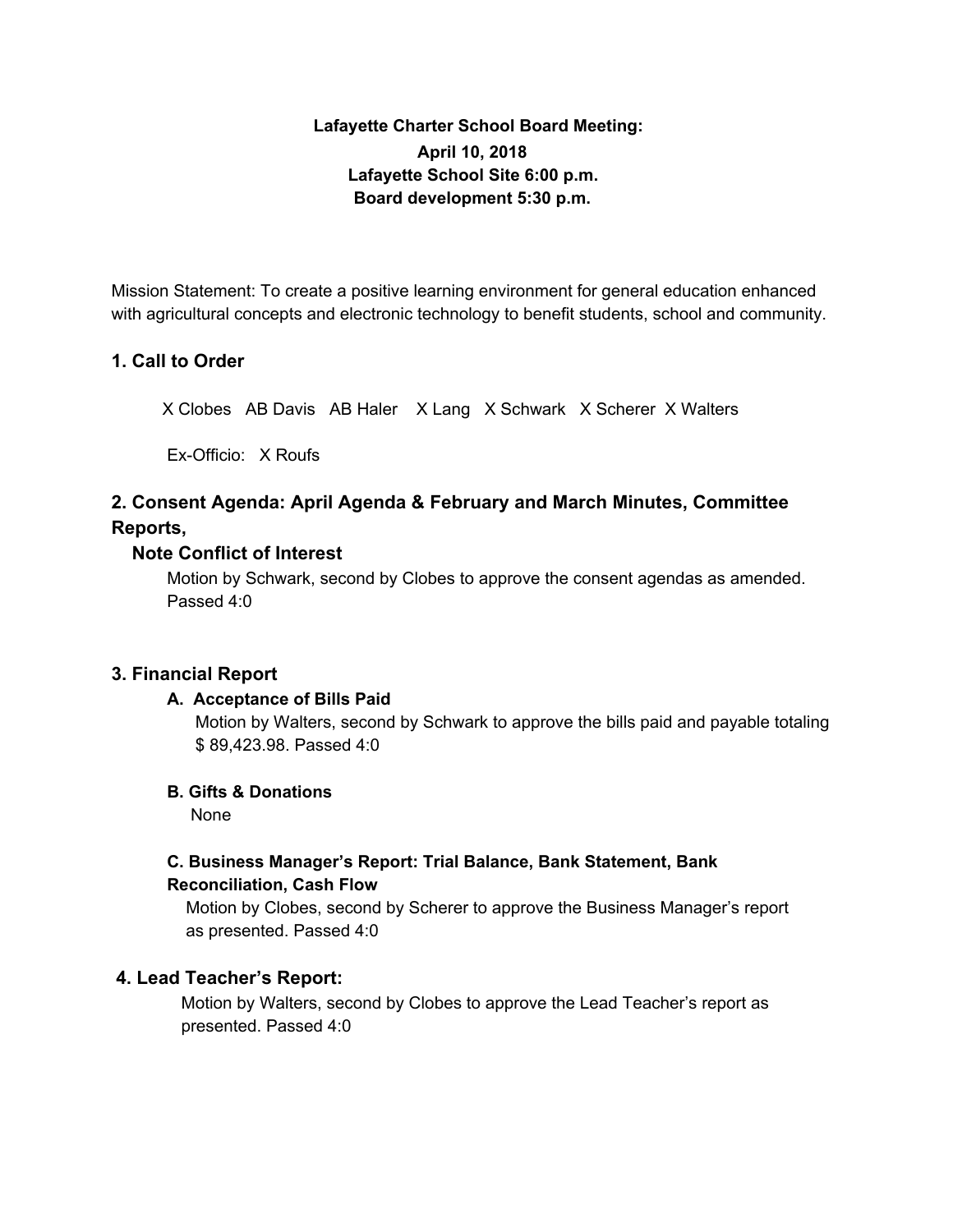**Lafayette Charter School Board Meeting:**
**April 10, 2018**
**Lafayette School Site 6:00 p.m.**
**Board development 5:30 p.m.**

Mission Statement: To create a positive learning environment for general education enhanced with agricultural concepts and electronic technology to benefit students, school and community.

## 1. Call to Order

X Clobes AB Davis AB Haler X Lang X Schwark X Scherer X Walters

Ex-Officio: X Roufs

## 2. Consent Agenda: April Agenda & February and March Minutes, Committee Reports,

### Note Conflict of Interest

Motion by Schwark, second by Clobes to approve the consent agendas as amended. Passed 4:0

## 3. Financial Report

### A. Acceptance of Bills Paid

Motion by Walters, second by Schwark to approve the bills paid and payable totaling $ 89,423.98. Passed 4:0

### B. Gifts & Donations

None

### C. Business Manager's Report: Trial Balance, Bank Statement, Bank Reconciliation, Cash Flow

Motion by Clobes, second by Scherer to approve the Business Manager's report as presented. Passed 4:0

## 4. Lead Teacher's Report:

Motion by Walters, second by Clobes to approve the Lead Teacher's report as presented. Passed 4:0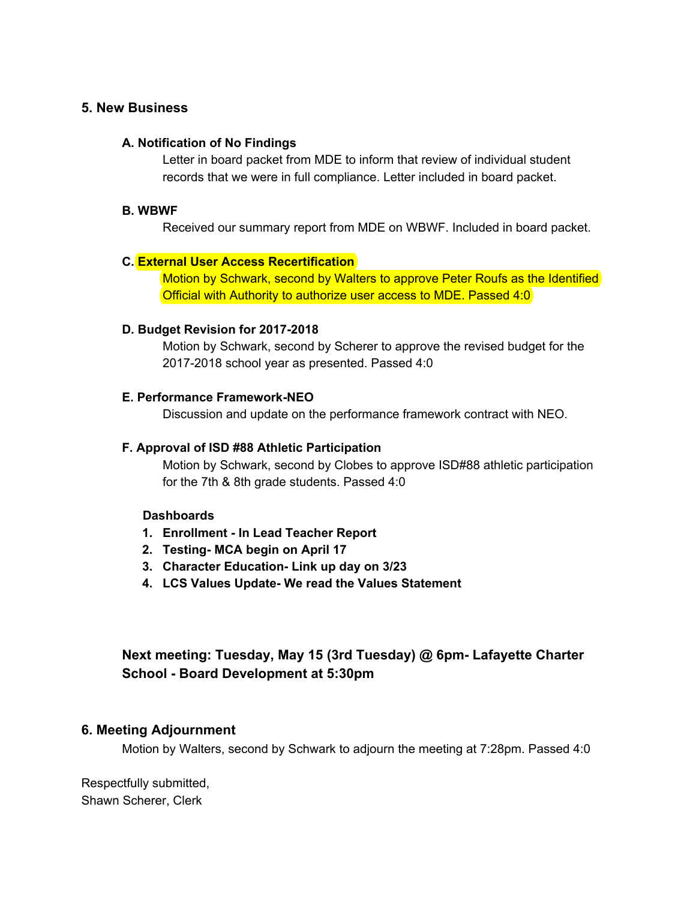## 5. New Business

**A. Notification of No Findings**

Letter in board packet from MDE to inform that review of individual student records that we were in full compliance. Letter included in board packet.

**B. WBWF**

Received our summary report from MDE on WBWF. Included in board packet.

**C. External User Access Recertification**

Motion by Schwark, second by Walters to approve Peter Roufs as the Identified Official with Authority to authorize user access to MDE. Passed 4:0

**D. Budget Revision for 2017-2018**

Motion by Schwark, second by Scherer to approve the revised budget for the 2017-2018 school year as presented. Passed 4:0

**E. Performance Framework-NEO**

Discussion and update on the performance framework contract with NEO.

**F. Approval of ISD #88 Athletic Participation**

Motion by Schwark, second by Clobes to approve ISD#88 athletic participation for the 7th & 8th grade students. Passed 4:0

**Dashboards**

1. **Enrollment - In Lead Teacher Report**
2. **Testing- MCA begin on April 17**
3. **Character Education- Link up day on 3/23**
4. **LCS Values Update- We read the Values Statement**

**Next meeting: Tuesday, May 15 (3rd Tuesday) @ 6pm- Lafayette Charter School - Board Development at 5:30pm**

## 6. Meeting Adjournment

Motion by Walters, second by Schwark to adjourn the meeting at 7:28pm. Passed 4:0

Respectfully submitted,
Shawn Scherer, Clerk